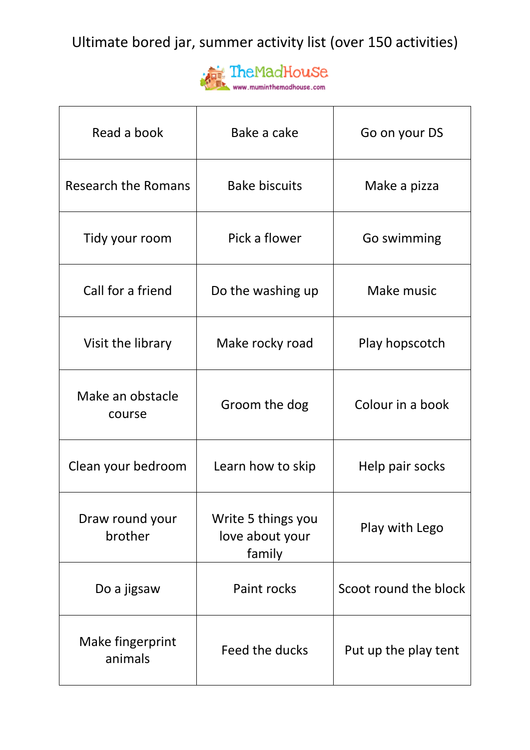# Ultimate bored jar, summer activity list (over 150 activities)

TheMadHouse
www.muminthemadhouse.com

| | | |
|---|---|---|
| Read a book | Bake a cake | Go on your DS |
| Research the Romans | Bake biscuits | Make a pizza |
| Tidy your room | Pick a flower | Go swimming |
| Call for a friend | Do the washing up | Make music |
| Visit the library | Make rocky road | Play hopscotch |
| Make an obstacle course | Groom the dog | Colour in a book |
| Clean your bedroom | Learn how to skip | Help pair socks |
| Draw round your brother | Write 5 things you love about your family | Play with Lego |
| Do a jigsaw | Paint rocks | Scoot round the block |
| Make fingerprint animals | Feed the ducks | Put up the play tent |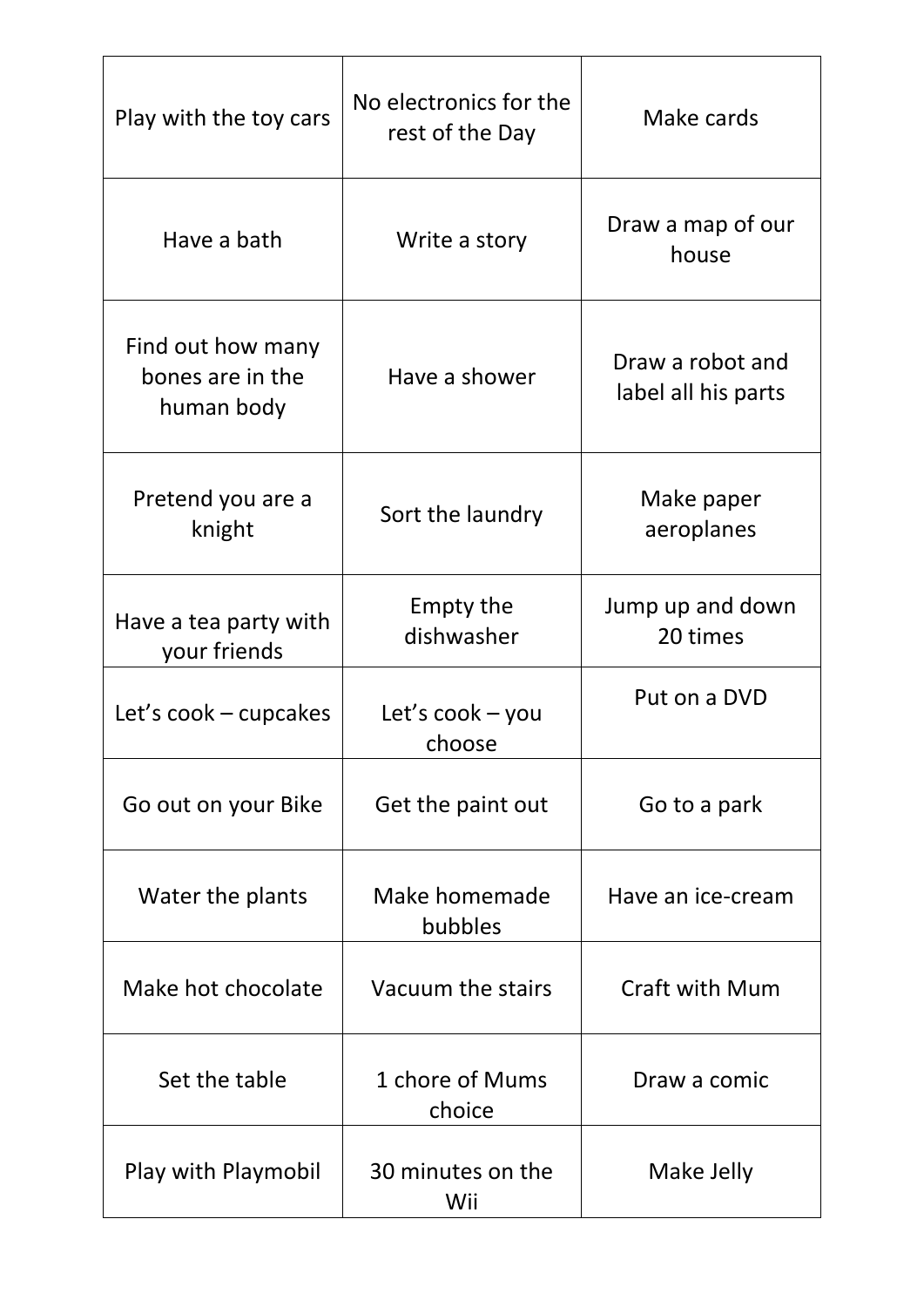| | | |
|---|---|---|
| Play with the toy cars | No electronics for the rest of the Day | Make cards |
| Have a bath | Write a story | Draw a map of our house |
| Find out how many bones are in the human body | Have a shower | Draw a robot and label all his parts |
| Pretend you are a knight | Sort the laundry | Make paper aeroplanes |
| Have a tea party with your friends | Empty the dishwasher | Jump up and down 20 times |
| Let's cook – cupcakes | Let's cook – you choose | Put on a DVD |
| Go out on your Bike | Get the paint out | Go to a park |
| Water the plants | Make homemade bubbles | Have an ice-cream |
| Make hot chocolate | Vacuum the stairs | Craft with Mum |
| Set the table | 1 chore of Mums choice | Draw a comic |
| Play with Playmobil | 30 minutes on the Wii | Make Jelly |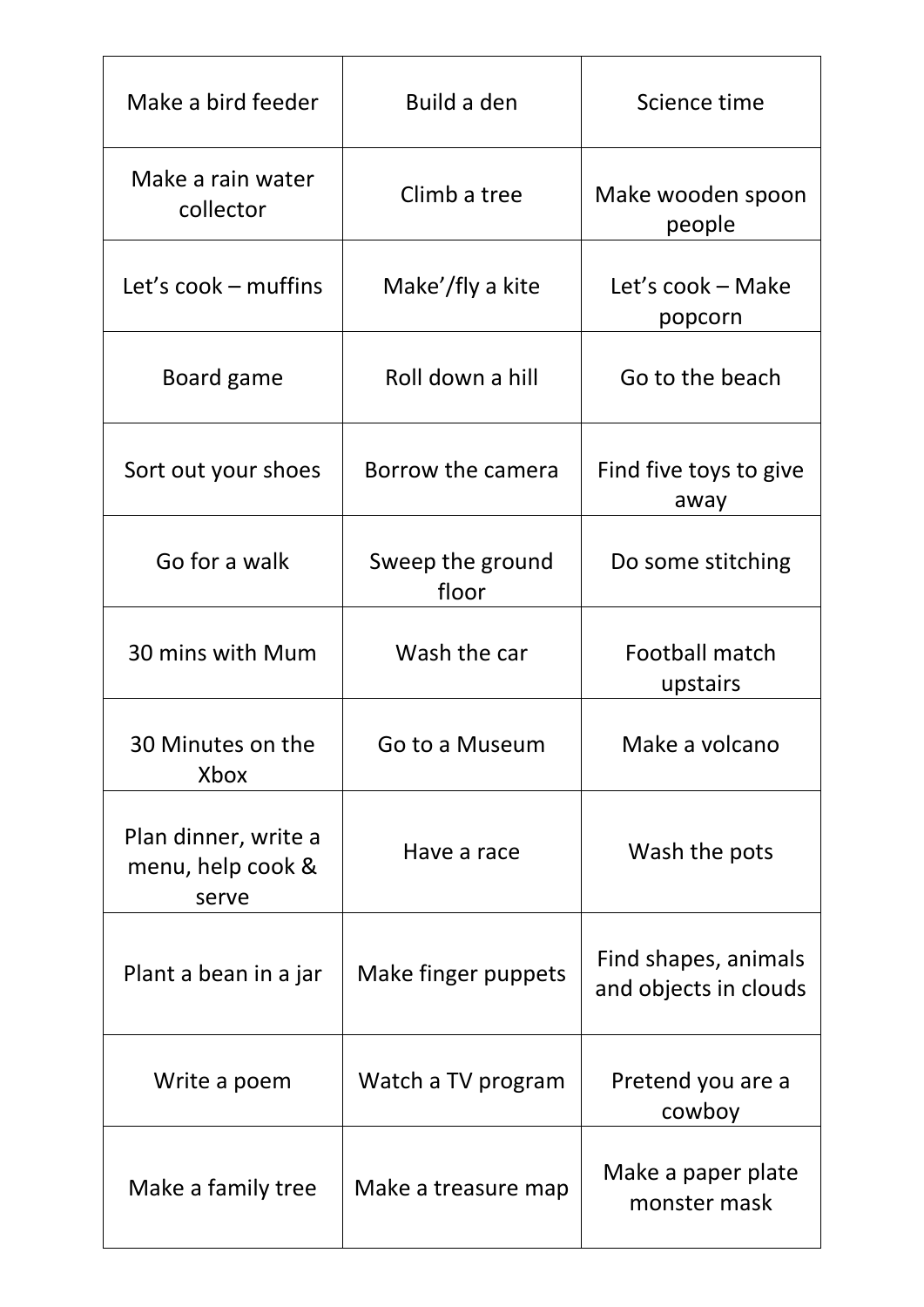| Make a bird feeder | Build a den | Science time |
|---|---|---|
| Make a rain water collector | Climb a tree | Make wooden spoon people |
| Let’s cook – muffins | Make’/fly a kite | Let’s cook – Make popcorn |
| Board game | Roll down a hill | Go to the beach |
| Sort out your shoes | Borrow the camera | Find five toys to give away |
| Go for a walk | Sweep the ground floor | Do some stitching |
| 30 mins with Mum | Wash the car | Football match upstairs |
| 30 Minutes on the Xbox | Go to a Museum | Make a volcano |
| Plan dinner, write a menu, help cook & serve | Have a race | Wash the pots |
| Plant a bean in a jar | Make finger puppets | Find shapes, animals and objects in clouds |
| Write a poem | Watch a TV program | Pretend you are a cowboy |
| Make a family tree | Make a treasure map | Make a paper plate monster mask |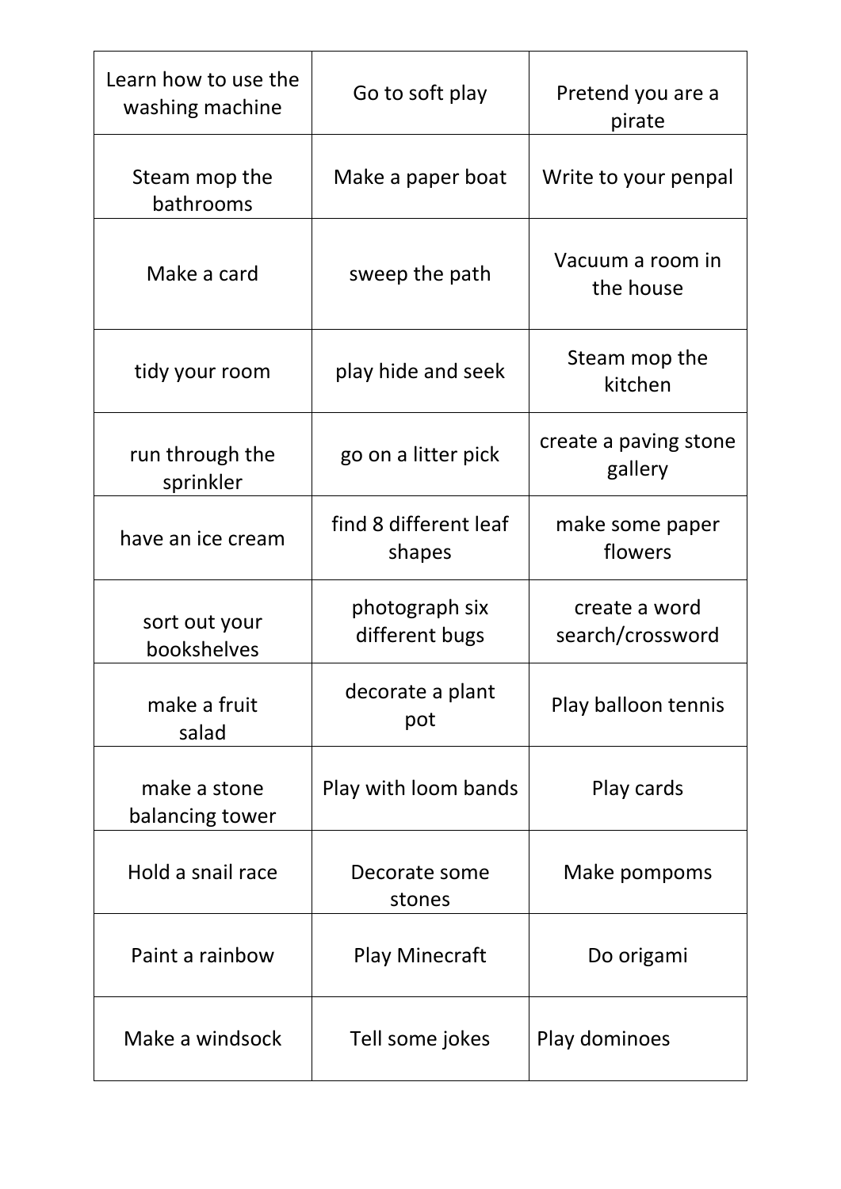| Learn how to use the washing machine | Go to soft play | Pretend you are a pirate |
|---|---|---|
| Steam mop the bathrooms | Make a paper boat | Write to your penpal |
| Make a card | sweep the path | Vacuum a room in the house |
| tidy your room | play hide and seek | Steam mop the kitchen |
| run through the sprinkler | go on a litter pick | create a paving stone gallery |
| have an ice cream | find 8 different leaf shapes | make some paper flowers |
| sort out your bookshelves | photograph six different bugs | create a word search/crossword |
| make a fruit salad | decorate a plant pot | Play balloon tennis |
| make a stone balancing tower | Play with loom bands | Play cards |
| Hold a snail race | Decorate some stones | Make pompoms |
| Paint a rainbow | Play Minecraft | Do origami |
| Make a windsock | Tell some jokes | Play dominoes |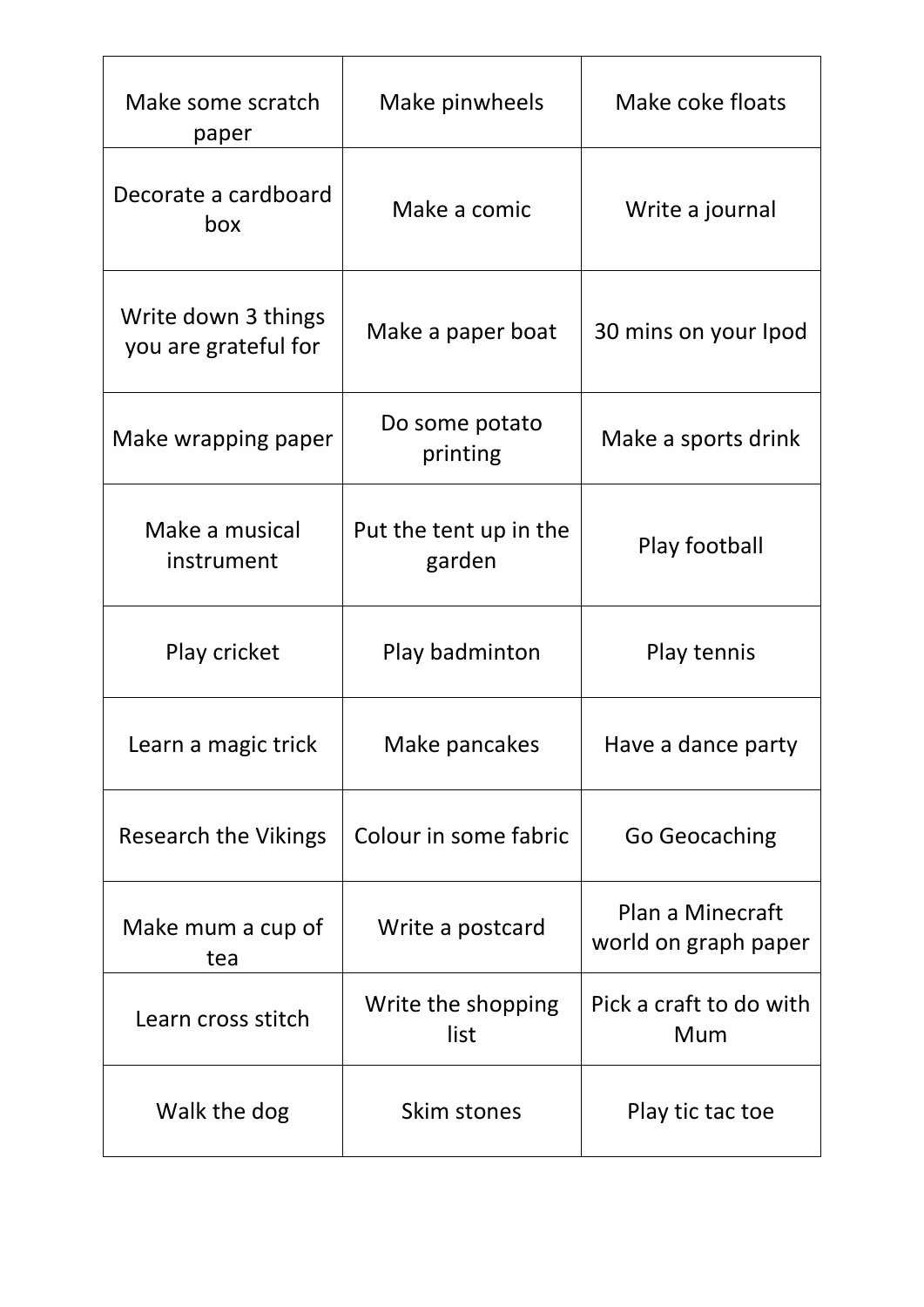| | | |
|---|---|---|
| Make some scratch paper | Make pinwheels | Make coke floats |
| Decorate a cardboard box | Make a comic | Write a journal |
| Write down 3 things you are grateful for | Make a paper boat | 30 mins on your Ipod |
| Make wrapping paper | Do some potato printing | Make a sports drink |
| Make a musical instrument | Put the tent up in the garden | Play football |
| Play cricket | Play badminton | Play tennis |
| Learn a magic trick | Make pancakes | Have a dance party |
| Research the Vikings | Colour in some fabric | Go Geocaching |
| Make mum a cup of tea | Write a postcard | Plan a Minecraft world on graph paper |
| Learn cross stitch | Write the shopping list | Pick a craft to do with Mum |
| Walk the dog | Skim stones | Play tic tac toe |